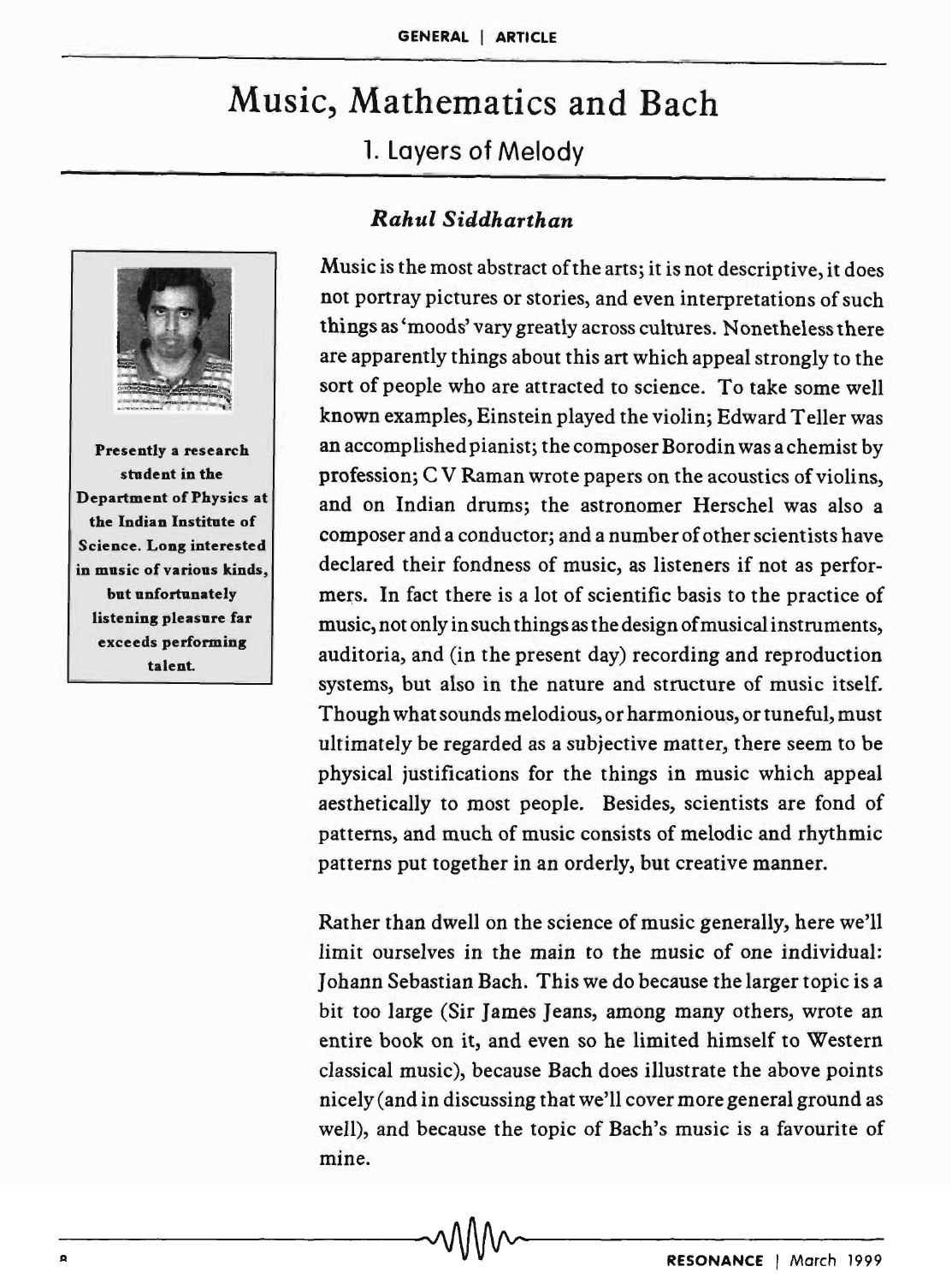GENERAL | ARTICLE

# Music, Mathematics and Bach

## 1. Layers of Melody

### *Rahul Siddharthan*

**Presently a research student in the Department of Physics at the Indian Institute of Science. Long interested in music of various kinds, but unfortunately listening pleasure far exceeds performing talent.**

Music is the most abstract of the arts; it is not descriptive, it does not portray pictures or stories, and even interpretations of such things as 'moods' vary greatly across cultures. Nonetheless there are apparently things about this art which appeal strongly to the sort of people who are attracted to science. To take some well known examples, Einstein played the violin; Edward Teller was an accomplished pianist; the composer Borodin was a chemist by profession; C V Raman wrote papers on the acoustics of violins, and on Indian drums; the astronomer Herschel was also a composer and a conductor; and a number of other scientists have declared their fondness of music, as listeners if not as performers. In fact there is a lot of scientific basis to the practice of music, not only in such things as the design of musical instruments, auditoria, and (in the present day) recording and reproduction systems, but also in the nature and structure of music itself. Though what sounds melodious, or harmonious, or tuneful, must ultimately be regarded as a subjective matter, there seem to be physical justifications for the things in music which appeal aesthetically to most people. Besides, scientists are fond of patterns, and much of music consists of melodic and rhythmic patterns put together in an orderly, but creative manner.

Rather than dwell on the science of music generally, here we'll limit ourselves in the main to the music of one individual: Johann Sebastian Bach. This we do because the larger topic is a bit too large (Sir James Jeans, among many others, wrote an entire book on it, and even so he limited himself to Western classical music), because Bach does illustrate the above points nicely (and in discussing that we'll cover more general ground as well), and because the topic of Bach's music is a favourite of mine.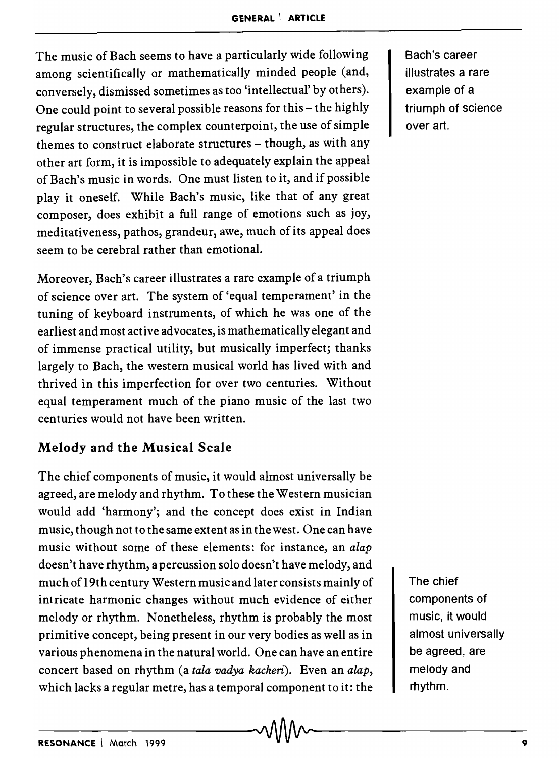The music of Bach seems to have a particularly wide following among scientifically or mathematically minded people (and, conversely, dismissed sometimes as too 'intellectual' by others). One could point to several possible reasons for this – the highly regular structures, the complex counterpoint, the use of simple themes to construct elaborate structures – though, as with any other art form, it is impossible to adequately explain the appeal of Bach's music in words. One must listen to it, and if possible play it oneself. While Bach's music, like that of any great composer, does exhibit a full range of emotions such as joy, meditativeness, pathos, grandeur, awe, much of its appeal does seem to be cerebral rather than emotional.

Bach's career illustrates a rare example of a triumph of science over art.

Moreover, Bach's career illustrates a rare example of a triumph of science over art. The system of 'equal temperament' in the tuning of keyboard instruments, of which he was one of the earliest and most active advocates, is mathematically elegant and of immense practical utility, but musically imperfect; thanks largely to Bach, the western musical world has lived with and thrived in this imperfection for over two centuries. Without equal temperament much of the piano music of the last two centuries would not have been written.

## Melody and the Musical Scale

The chief components of music, it would almost universally be agreed, are melody and rhythm. To these the Western musician would add 'harmony'; and the concept does exist in Indian music, though not to the same extent as in the west. One can have music without some of these elements: for instance, an *alap* doesn't have rhythm, a percussion solo doesn't have melody, and much of 19th century Western music and later consists mainly of intricate harmonic changes without much evidence of either melody or rhythm. Nonetheless, rhythm is probably the most primitive concept, being present in our very bodies as well as in various phenomena in the natural world. One can have an entire concert based on rhythm (a *tala vadya kacheri*). Even an *alap*, which lacks a regular metre, has a temporal component to it: the

The chief components of music, it would almost universally be agreed, are melody and rhythm.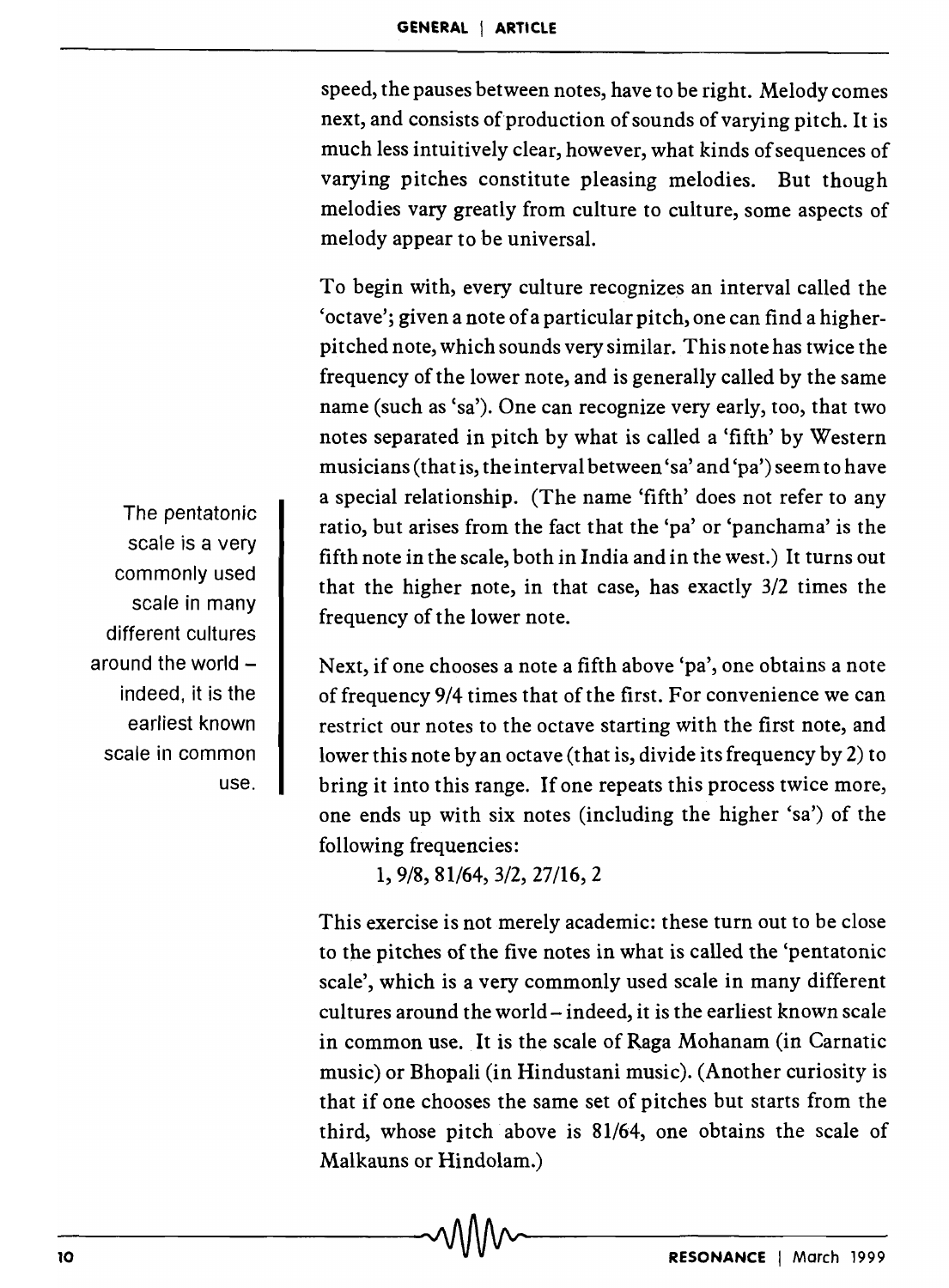speed, the pauses between notes, have to be right. Melody comes next, and consists of production of sounds of varying pitch. It is much less intuitively clear, however, what kinds of sequences of varying pitches constitute pleasing melodies. But though melodies vary greatly from culture to culture, some aspects of melody appear to be universal.

To begin with, every culture recognizes an interval called the 'octave'; given a note of a particular pitch, one can find a higher-pitched note, which sounds very similar. This note has twice the frequency of the lower note, and is generally called by the same name (such as 'sa'). One can recognize very early, too, that two notes separated in pitch by what is called a 'fifth' by Western musicians (that is, the interval between 'sa' and 'pa') seem to have a special relationship. (The name 'fifth' does not refer to any ratio, but arises from the fact that the 'pa' or 'panchama' is the fifth note in the scale, both in India and in the west.) It turns out that the higher note, in that case, has exactly 3/2 times the frequency of the lower note.

The pentatonic scale is a very commonly used scale in many different cultures around the world – indeed, it is the earliest known scale in common use.

Next, if one chooses a note a fifth above 'pa', one obtains a note of frequency 9/4 times that of the first. For convenience we can restrict our notes to the octave starting with the first note, and lower this note by an octave (that is, divide its frequency by 2) to bring it into this range. If one repeats this process twice more, one ends up with six notes (including the higher 'sa') of the following frequencies:

$$1, 9/8, 81/64, 3/2, 27/16, 2$$

This exercise is not merely academic: these turn out to be close to the pitches of the five notes in what is called the 'pentatonic scale', which is a very commonly used scale in many different cultures around the world – indeed, it is the earliest known scale in common use. It is the scale of Raga Mohanam (in Carnatic music) or Bhopali (in Hindustani music). (Another curiosity is that if one chooses the same set of pitches but starts from the third, whose pitch above is 81/64, one obtains the scale of Malkauns or Hindolam.)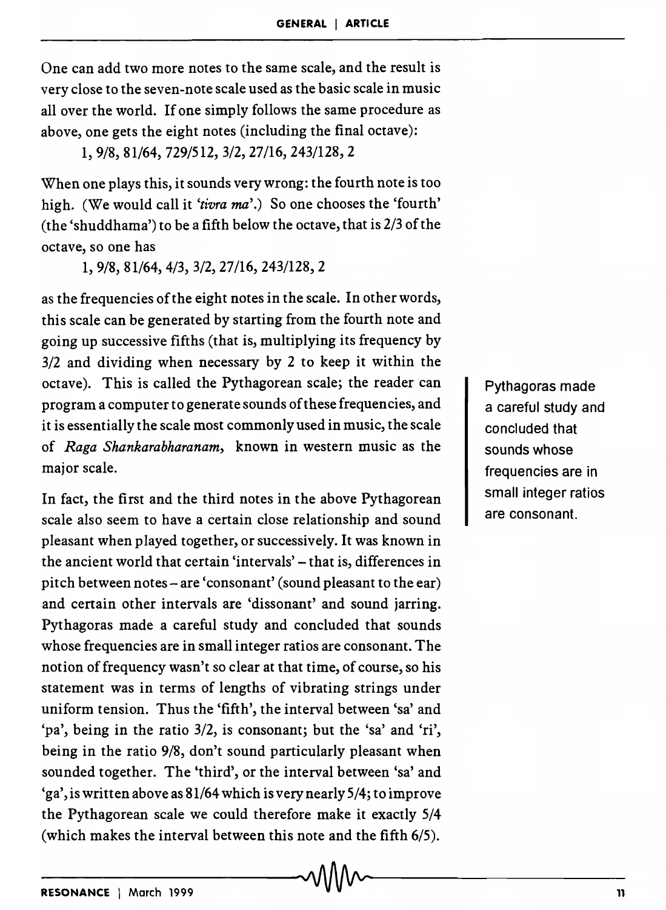One can add two more notes to the same scale, and the result is very close to the seven-note scale used as the basic scale in music all over the world. If one simply follows the same procedure as above, one gets the eight notes (including the final octave):

$$1, 9/8, 81/64, 729/512, 3/2, 27/16, 243/128, 2$$

When one plays this, it sounds very wrong: the fourth note is too high. (We would call it *'tivra ma'*.) So one chooses the 'fourth' (the 'shuddhama') to be a fifth below the octave, that is 2/3 of the octave, so one has

$$1, 9/8, 81/64, 4/3, 3/2, 27/16, 243/128, 2$$

as the frequencies of the eight notes in the scale. In other words, this scale can be generated by starting from the fourth note and going up successive fifths (that is, multiplying its frequency by 3/2 and dividing when necessary by 2 to keep it within the octave). This is called the Pythagorean scale; the reader can program a computer to generate sounds of these frequencies, and it is essentially the scale most commonly used in music, the scale of *Raga Shankarabharanam*, known in western music as the major scale.

In fact, the first and the third notes in the above Pythagorean scale also seem to have a certain close relationship and sound pleasant when played together, or successively. It was known in the ancient world that certain 'intervals' – that is, differences in pitch between notes – are 'consonant' (sound pleasant to the ear) and certain other intervals are 'dissonant' and sound jarring. Pythagoras made a careful study and concluded that sounds whose frequencies are in small integer ratios are consonant. The notion of frequency wasn't so clear at that time, of course, so his statement was in terms of lengths of vibrating strings under uniform tension. Thus the 'fifth', the interval between 'sa' and 'pa', being in the ratio 3/2, is consonant; but the 'sa' and 'ri', being in the ratio 9/8, don't sound particularly pleasant when sounded together. The 'third', or the interval between 'sa' and 'ga', is written above as 81/64 which is very nearly 5/4; to improve the Pythagorean scale we could therefore make it exactly 5/4 (which makes the interval between this note and the fifth 6/5).

> Pythagoras made a careful study and concluded that sounds whose frequencies are in small integer ratios are consonant.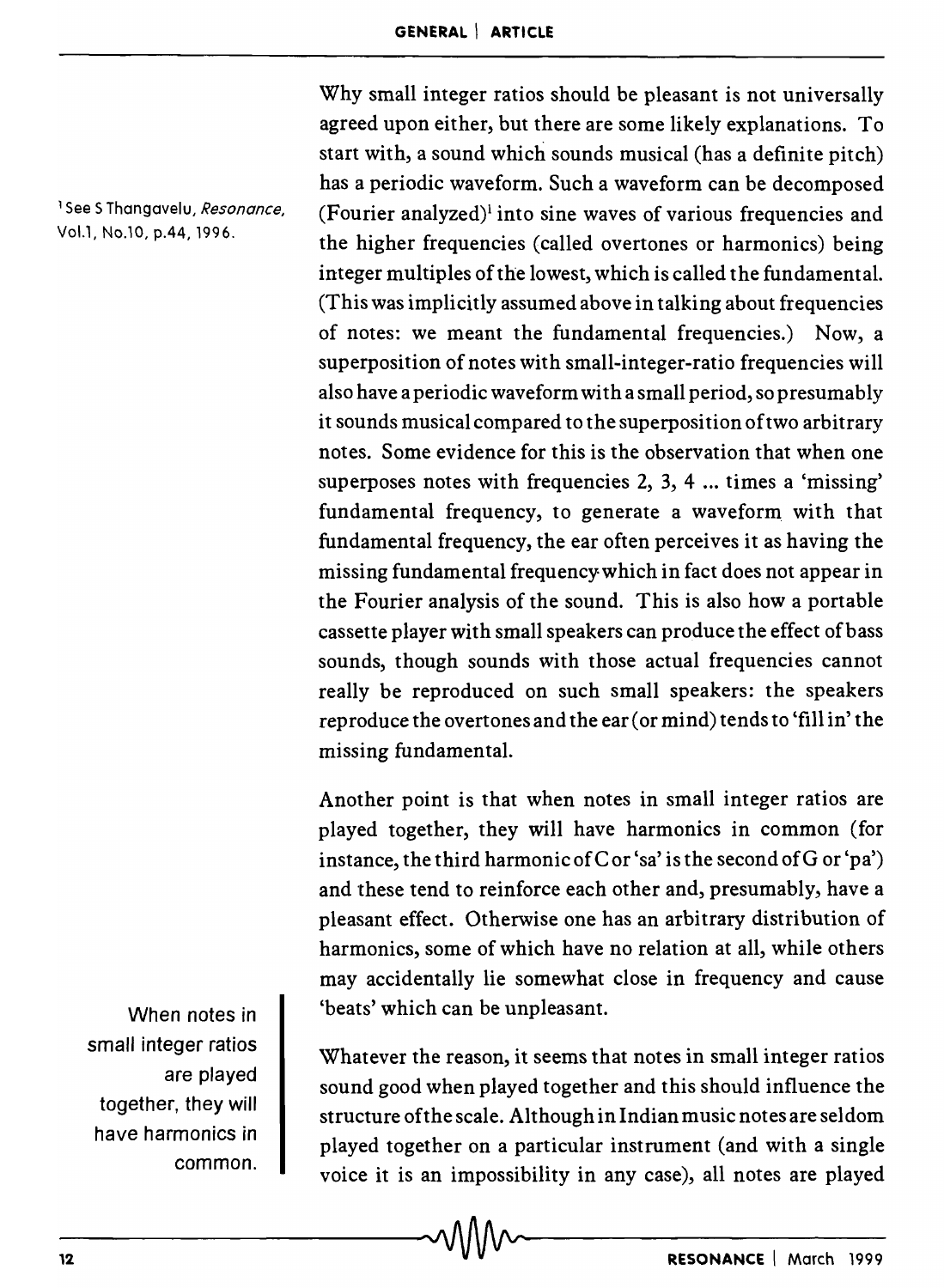Why small integer ratios should be pleasant is not universally agreed upon either, but there are some likely explanations. To start with, a sound which sounds musical (has a definite pitch) has a periodic waveform. Such a waveform can be decomposed (Fourier analyzed)[1] into sine waves of various frequencies and the higher frequencies (called overtones or harmonics) being integer multiples of the lowest, which is called the fundamental. (This was implicitly assumed above in talking about frequencies of notes: we meant the fundamental frequencies.) Now, a superposition of notes with small-integer-ratio frequencies will also have a periodic waveform with a small period, so presumably it sounds musical compared to the superposition of two arbitrary notes. Some evidence for this is the observation that when one superposes notes with frequencies 2, 3, 4 ... times a 'missing' fundamental frequency, to generate a waveform with that fundamental frequency, the ear often perceives it as having the missing fundamental frequency which in fact does not appear in the Fourier analysis of the sound. This is also how a portable cassette player with small speakers can produce the effect of bass sounds, though sounds with those actual frequencies cannot really be reproduced on such small speakers: the speakers reproduce the overtones and the ear (or mind) tends to 'fill in' the missing fundamental.

[1] See S Thangavelu, *Resonance*, Vol.1, No.10, p.44, 1996.

Another point is that when notes in small integer ratios are played together, they will have harmonics in common (for instance, the third harmonic of C or 'sa' is the second of G or 'pa') and these tend to reinforce each other and, presumably, have a pleasant effect. Otherwise one has an arbitrary distribution of harmonics, some of which have no relation at all, while others may accidentally lie somewhat close in frequency and cause 'beats' which can be unpleasant.

> When notes in small integer ratios are played together, they will have harmonics in common.

Whatever the reason, it seems that notes in small integer ratios sound good when played together and this should influence the structure of the scale. Although in Indian music notes are seldom played together on a particular instrument (and with a single voice it is an impossibility in any case), all notes are played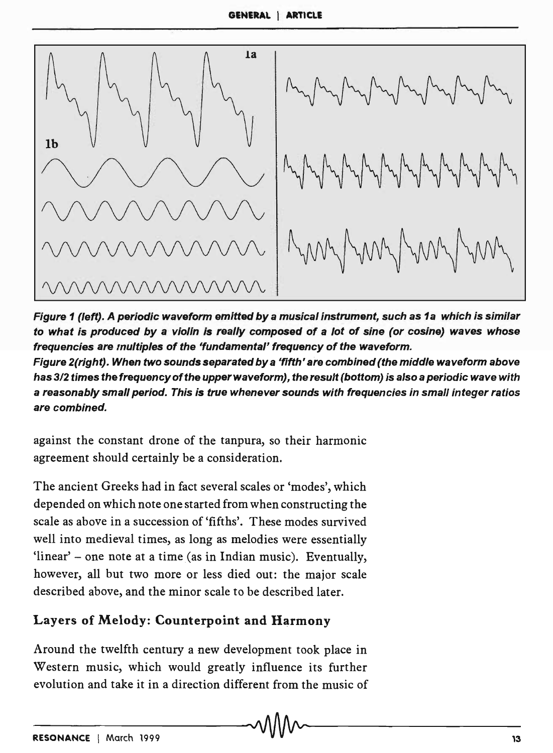Figure 1 (left). A periodic waveform emitted by a musical instrument, such as 1a which is similar to what is produced by a violin is really composed of a lot of sine (or cosine) waves whose frequencies are multiples of the 'fundamental' frequency of the waveform.

Figure 2(right). When two sounds separated by a 'fifth' are combined (the middle waveform above has 3/2 times the frequency of the upper waveform), the result (bottom) is also a periodic wave with a reasonably small period. This is true whenever sounds with frequencies in small integer ratios are combined.

against the constant drone of the tanpura, so their harmonic agreement should certainly be a consideration.

The ancient Greeks had in fact several scales or 'modes', which depended on which note one started from when constructing the scale as above in a succession of 'fifths'. These modes survived well into medieval times, as long as melodies were essentially 'linear' – one note at a time (as in Indian music). Eventually, however, all but two more or less died out: the major scale described above, and the minor scale to be described later.

## Layers of Melody: Counterpoint and Harmony

Around the twelfth century a new development took place in Western music, which would greatly influence its further evolution and take it in a direction different from the music of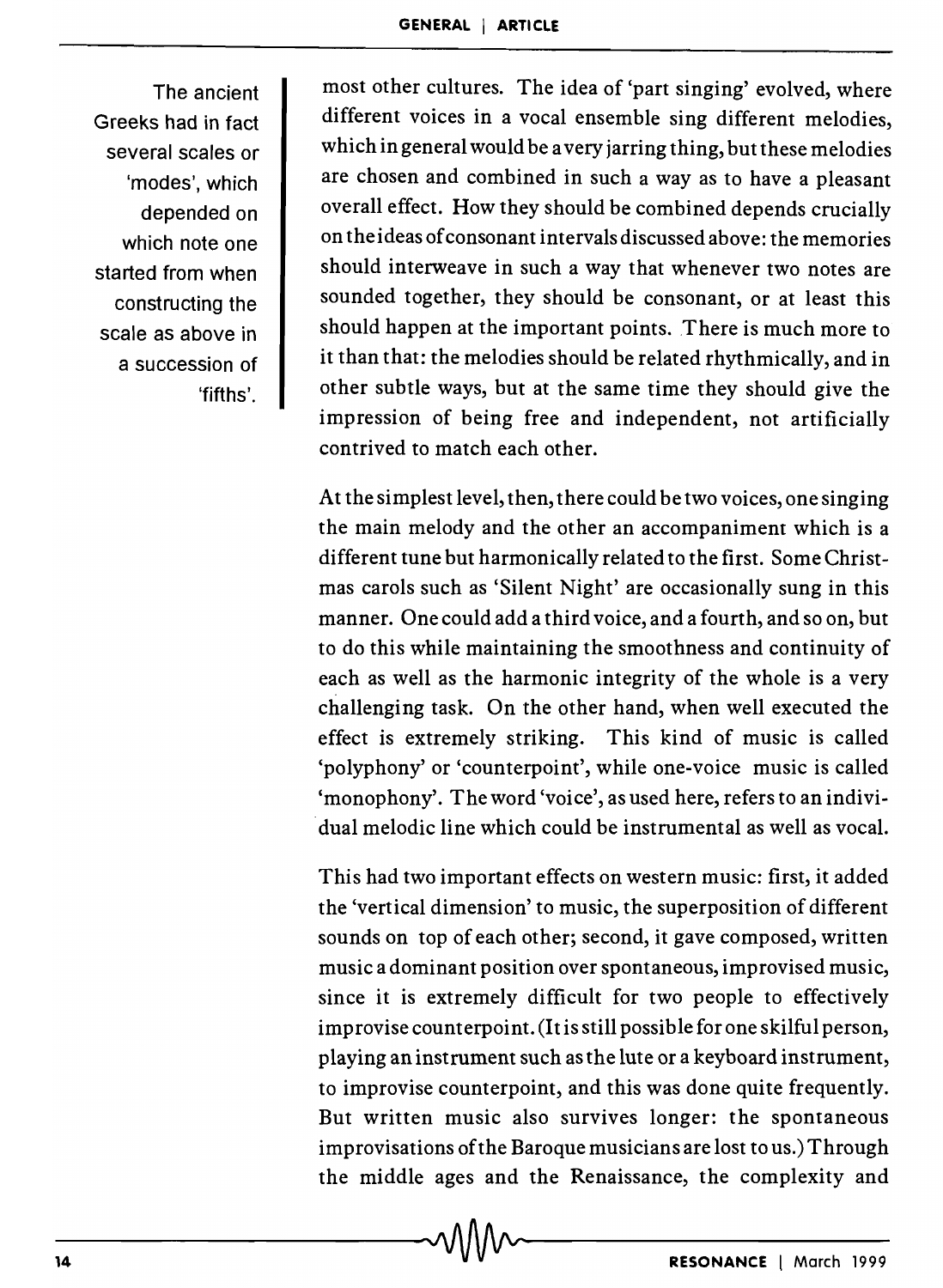> The ancient Greeks had in fact several scales or 'modes', which depended on which note one started from when constructing the scale as above in a succession of 'fifths'.

most other cultures. The idea of 'part singing' evolved, where different voices in a vocal ensemble sing different melodies, which in general would be a very jarring thing, but these melodies are chosen and combined in such a way as to have a pleasant overall effect. How they should be combined depends crucially on the ideas of consonant intervals discussed above: the memories should interweave in such a way that whenever two notes are sounded together, they should be consonant, or at least this should happen at the important points. There is much more to it than that: the melodies should be related rhythmically, and in other subtle ways, but at the same time they should give the impression of being free and independent, not artificially contrived to match each other.

At the simplest level, then, there could be two voices, one singing the main melody and the other an accompaniment which is a different tune but harmonically related to the first. Some Christmas carols such as 'Silent Night' are occasionally sung in this manner. One could add a third voice, and a fourth, and so on, but to do this while maintaining the smoothness and continuity of each as well as the harmonic integrity of the whole is a very challenging task. On the other hand, when well executed the effect is extremely striking. This kind of music is called 'polyphony' or 'counterpoint', while one-voice music is called 'monophony'. The word 'voice', as used here, refers to an individual melodic line which could be instrumental as well as vocal.

This had two important effects on western music: first, it added the 'vertical dimension' to music, the superposition of different sounds on top of each other; second, it gave composed, written music a dominant position over spontaneous, improvised music, since it is extremely difficult for two people to effectively improvise counterpoint. (It is still possible for one skilful person, playing an instrument such as the lute or a keyboard instrument, to improvise counterpoint, and this was done quite frequently. But written music also survives longer: the spontaneous improvisations of the Baroque musicians are lost to us.) Through the middle ages and the Renaissance, the complexity and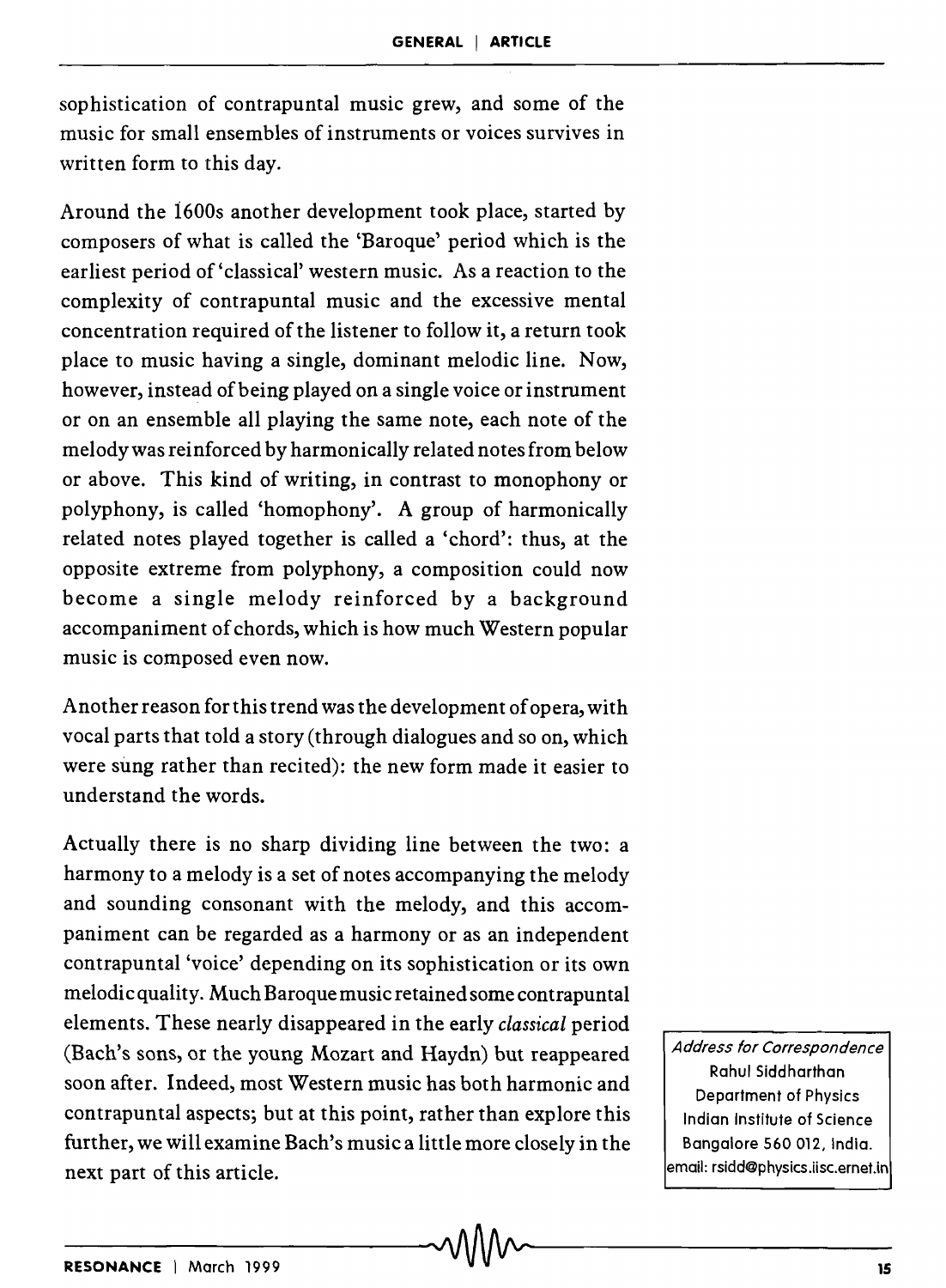sophistication of contrapuntal music grew, and some of the music for small ensembles of instruments or voices survives in written form to this day.

Around the 1600s another development took place, started by composers of what is called the 'Baroque' period which is the earliest period of 'classical' western music. As a reaction to the complexity of contrapuntal music and the excessive mental concentration required of the listener to follow it, a return took place to music having a single, dominant melodic line. Now, however, instead of being played on a single voice or instrument or on an ensemble all playing the same note, each note of the melody was reinforced by harmonically related notes from below or above. This kind of writing, in contrast to monophony or polyphony, is called 'homophony'. A group of harmonically related notes played together is called a 'chord': thus, at the opposite extreme from polyphony, a composition could now become a single melody reinforced by a background accompaniment of chords, which is how much Western popular music is composed even now.

Another reason for this trend was the development of opera, with vocal parts that told a story (through dialogues and so on, which were sung rather than recited): the new form made it easier to understand the words.

Actually there is no sharp dividing line between the two: a harmony to a melody is a set of notes accompanying the melody and sounding consonant with the melody, and this accompaniment can be regarded as a harmony or as an independent contrapuntal 'voice' depending on its sophistication or its own melodic quality. Much Baroque music retained some contrapuntal elements. These nearly disappeared in the early *classical* period (Bach's sons, or the young Mozart and Haydn) but reappeared soon after. Indeed, most Western music has both harmonic and contrapuntal aspects; but at this point, rather than explore this further, we will examine Bach's music a little more closely in the next part of this article.

*Address for Correspondence*
Rahul Siddharthan
Department of Physics
Indian Institute of Science
Bangalore 560 012, India.
email: rsidd@physics.iisc.ernet.in